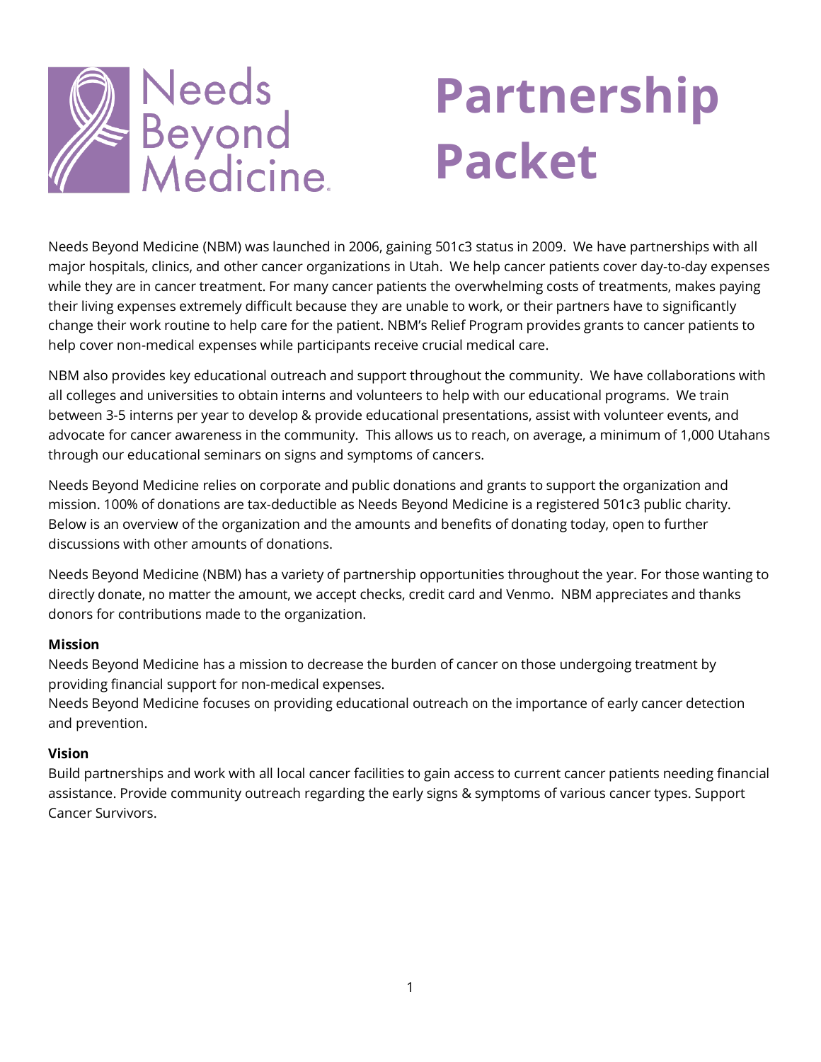Needs Beyond Medicine

# Partnership Packet

Needs Beyond Medicine (NBM) was launched in 2006, gaining 501c3 status in 2009. We have partnerships with all major hospitals, clinics, and other cancer organizations in Utah. We help cancer patients cover day-to-day expenses while they are in cancer treatment. For many cancer patients the overwhelming costs of treatments, makes paying their living expenses extremely difficult because they are unable to work, or their partners have to significantly change their work routine to help care for the patient. NBM's Relief Program provides grants to cancer patients to help cover non-medical expenses while participants receive crucial medical care.

NBM also provides key educational outreach and support throughout the community. We have collaborations with all colleges and universities to obtain interns and volunteers to help with our educational programs. We train between 3-5 interns per year to develop & provide educational presentations, assist with volunteer events, and advocate for cancer awareness in the community. This allows us to reach, on average, a minimum of 1,000 Utahans through our educational seminars on signs and symptoms of cancers.

Needs Beyond Medicine relies on corporate and public donations and grants to support the organization and mission. 100% of donations are tax-deductible as Needs Beyond Medicine is a registered 501c3 public charity. Below is an overview of the organization and the amounts and benefits of donating today, open to further discussions with other amounts of donations.

Needs Beyond Medicine (NBM) has a variety of partnership opportunities throughout the year. For those wanting to directly donate, no matter the amount, we accept checks, credit card and Venmo. NBM appreciates and thanks donors for contributions made to the organization.

**Mission**

Needs Beyond Medicine has a mission to decrease the burden of cancer on those undergoing treatment by providing financial support for non-medical expenses.
Needs Beyond Medicine focuses on providing educational outreach on the importance of early cancer detection and prevention.

**Vision**

Build partnerships and work with all local cancer facilities to gain access to current cancer patients needing financial assistance. Provide community outreach regarding the early signs & symptoms of various cancer types. Support Cancer Survivors.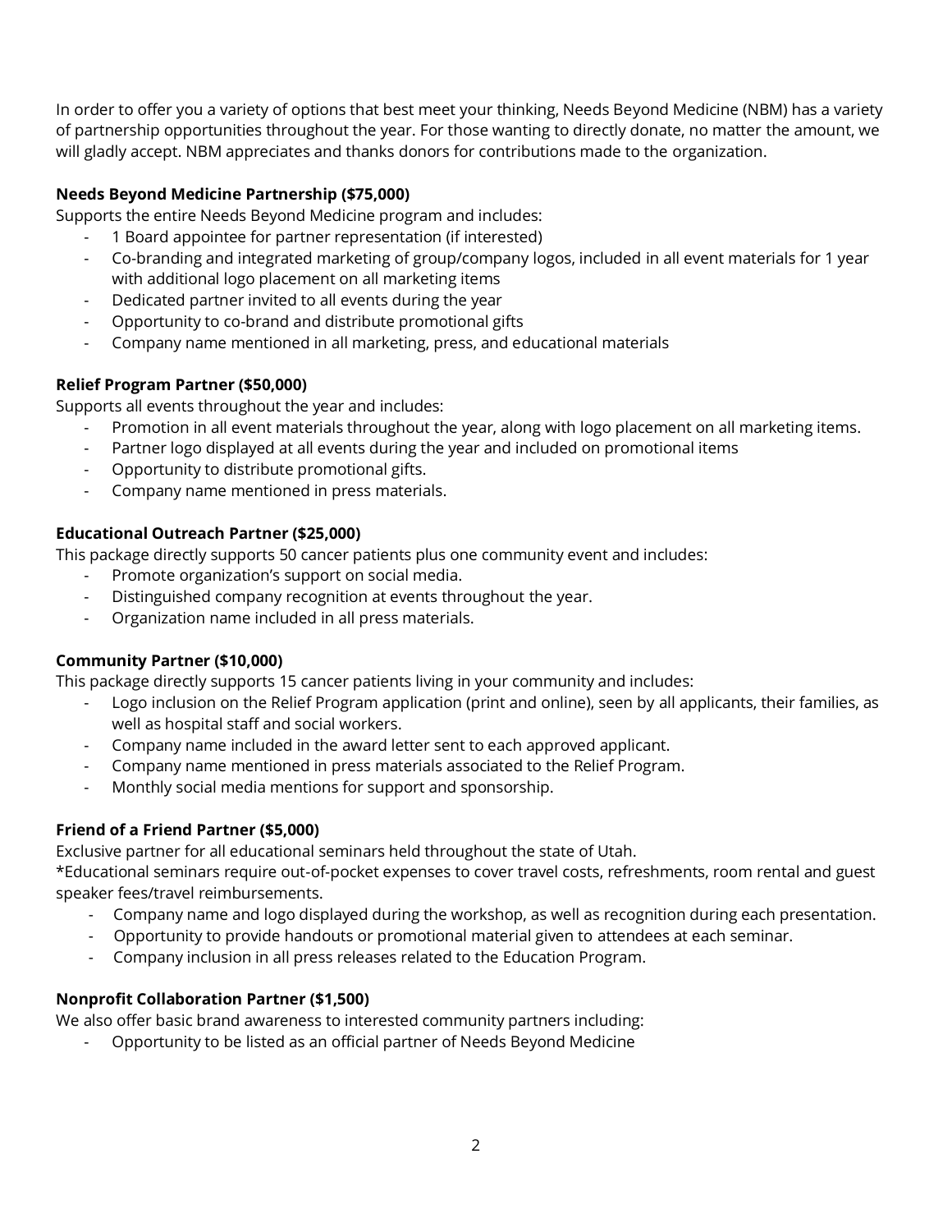In order to offer you a variety of options that best meet your thinking, Needs Beyond Medicine (NBM) has a variety of partnership opportunities throughout the year. For those wanting to directly donate, no matter the amount, we will gladly accept. NBM appreciates and thanks donors for contributions made to the organization.

**Needs Beyond Medicine Partnership ($75,000)**
Supports the entire Needs Beyond Medicine program and includes:

- 1 Board appointee for partner representation (if interested)
- Co-branding and integrated marketing of group/company logos, included in all event materials for 1 year with additional logo placement on all marketing items
- Dedicated partner invited to all events during the year
- Opportunity to co-brand and distribute promotional gifts
- Company name mentioned in all marketing, press, and educational materials

**Relief Program Partner ($50,000)**
Supports all events throughout the year and includes:

- Promotion in all event materials throughout the year, along with logo placement on all marketing items.
- Partner logo displayed at all events during the year and included on promotional items
- Opportunity to distribute promotional gifts.
- Company name mentioned in press materials.

**Educational Outreach Partner ($25,000)**
This package directly supports 50 cancer patients plus one community event and includes:

- Promote organization's support on social media.
- Distinguished company recognition at events throughout the year.
- Organization name included in all press materials.

**Community Partner ($10,000)**
This package directly supports 15 cancer patients living in your community and includes:

- Logo inclusion on the Relief Program application (print and online), seen by all applicants, their families, as well as hospital staff and social workers.
- Company name included in the award letter sent to each approved applicant.
- Company name mentioned in press materials associated to the Relief Program.
- Monthly social media mentions for support and sponsorship.

**Friend of a Friend Partner ($5,000)**
Exclusive partner for all educational seminars held throughout the state of Utah.
*Educational seminars require out-of-pocket expenses to cover travel costs, refreshments, room rental and guest speaker fees/travel reimbursements.

- Company name and logo displayed during the workshop, as well as recognition during each presentation.
- Opportunity to provide handouts or promotional material given to attendees at each seminar.
- Company inclusion in all press releases related to the Education Program.

**Nonprofit Collaboration Partner ($1,500)**
We also offer basic brand awareness to interested community partners including:

- Opportunity to be listed as an official partner of Needs Beyond Medicine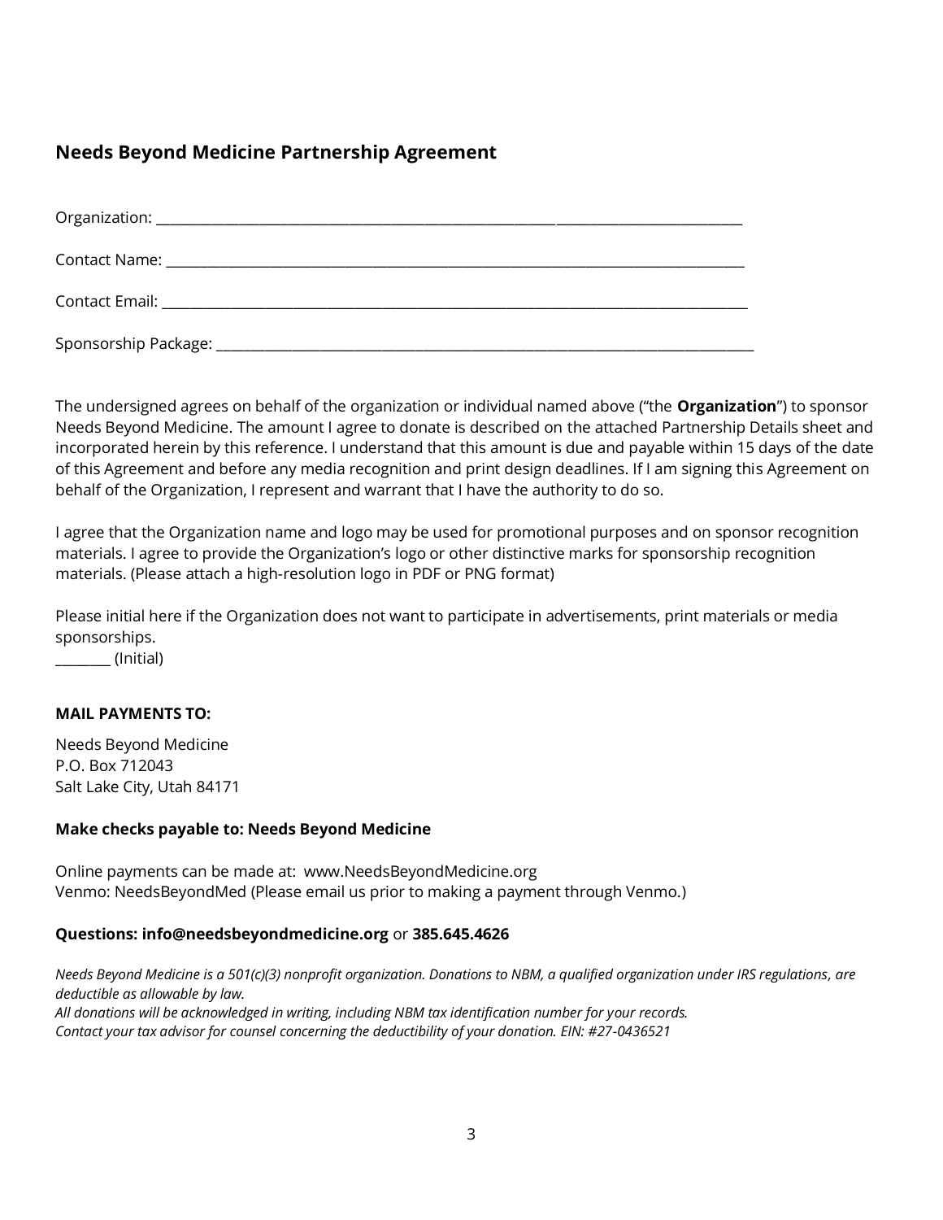## Needs Beyond Medicine Partnership Agreement

Organization: ___________________________________________________________________________________

Contact Name: ________________________________________________________________________________

Contact Email: ________________________________________________________________________________

Sponsorship Package: __________________________________________________________________________

The undersigned agrees on behalf of the organization or individual named above ("the **Organization**") to sponsor Needs Beyond Medicine. The amount I agree to donate is described on the attached Partnership Details sheet and incorporated herein by this reference. I understand that this amount is due and payable within 15 days of the date of this Agreement and before any media recognition and print design deadlines. If I am signing this Agreement on behalf of the Organization, I represent and warrant that I have the authority to do so.

I agree that the Organization name and logo may be used for promotional purposes and on sponsor recognition materials. I agree to provide the Organization's logo or other distinctive marks for sponsorship recognition materials. (Please attach a high-resolution logo in PDF or PNG format)

Please initial here if the Organization does not want to participate in advertisements, print materials or media sponsorships.
________ (Initial)

**MAIL PAYMENTS TO:**

Needs Beyond Medicine
P.O. Box 712043
Salt Lake City, Utah 84171

**Make checks payable to: Needs Beyond Medicine**

Online payments can be made at: www.NeedsBeyondMedicine.org
Venmo: NeedsBeyondMed (Please email us prior to making a payment through Venmo.)

**Questions: info@needsbeyondmedicine.org** or **385.645.4626**

*Needs Beyond Medicine is a 501(c)(3) nonprofit organization. Donations to NBM, a qualified organization under IRS regulations, are deductible as allowable by law.*
*All donations will be acknowledged in writing, including NBM tax identification number for your records.*
*Contact your tax advisor for counsel concerning the deductibility of your donation. EIN: #27-0436521*